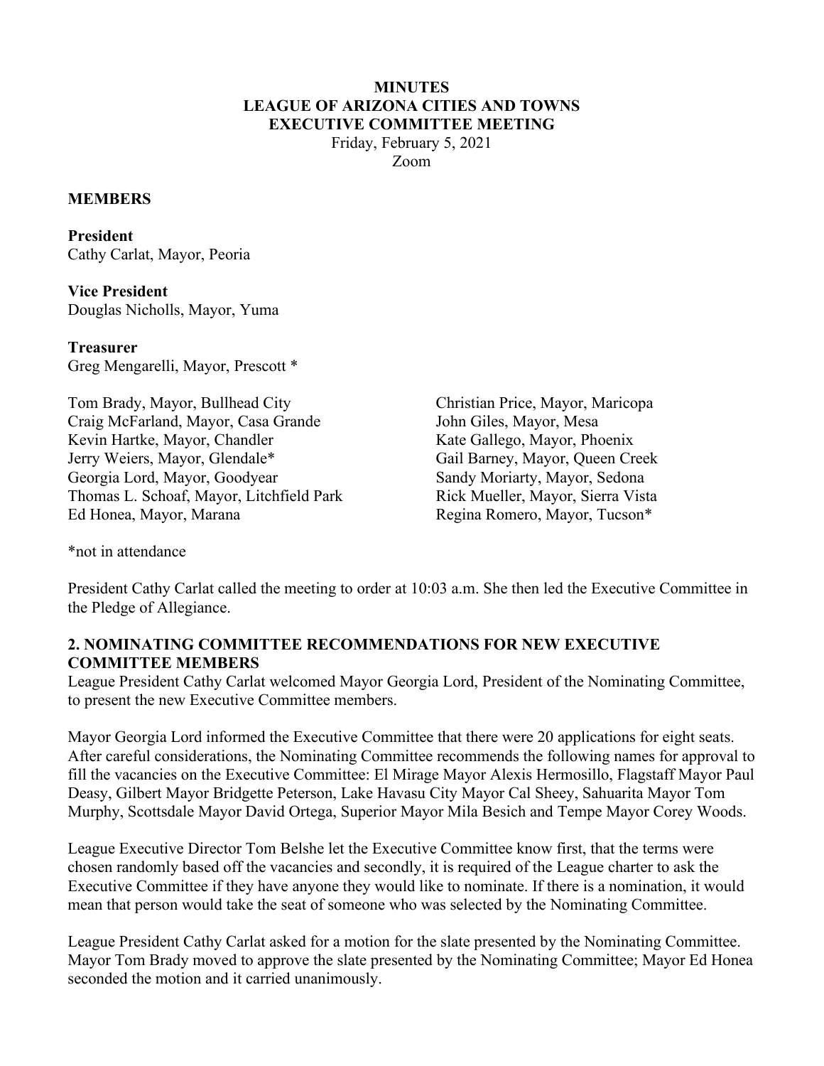# MINUTES
# LEAGUE OF ARIZONA CITIES AND TOWNS
# EXECUTIVE COMMITTEE MEETING

Friday, February 5, 2021
Zoom

**MEMBERS**

**President**
Cathy Carlat, Mayor, Peoria

**Vice President**
Douglas Nicholls, Mayor, Yuma

**Treasurer**
Greg Mengarelli, Mayor, Prescott *

Tom Brady, Mayor, Bullhead City
Craig McFarland, Mayor, Casa Grande
Kevin Hartke, Mayor, Chandler
Jerry Weiers, Mayor, Glendale*
Georgia Lord, Mayor, Goodyear
Thomas L. Schoaf, Mayor, Litchfield Park
Ed Honea, Mayor, Marana
Christian Price, Mayor, Maricopa
John Giles, Mayor, Mesa
Kate Gallego, Mayor, Phoenix
Gail Barney, Mayor, Queen Creek
Sandy Moriarty, Mayor, Sedona
Rick Mueller, Mayor, Sierra Vista
Regina Romero, Mayor, Tucson*

*not in attendance

President Cathy Carlat called the meeting to order at 10:03 a.m. She then led the Executive Committee in the Pledge of Allegiance.

**2. NOMINATING COMMITTEE RECOMMENDATIONS FOR NEW EXECUTIVE COMMITTEE MEMBERS**

League President Cathy Carlat welcomed Mayor Georgia Lord, President of the Nominating Committee, to present the new Executive Committee members.

Mayor Georgia Lord informed the Executive Committee that there were 20 applications for eight seats. After careful considerations, the Nominating Committee recommends the following names for approval to fill the vacancies on the Executive Committee: El Mirage Mayor Alexis Hermosillo, Flagstaff Mayor Paul Deasy, Gilbert Mayor Bridgette Peterson, Lake Havasu City Mayor Cal Sheey, Sahuarita Mayor Tom Murphy, Scottsdale Mayor David Ortega, Superior Mayor Mila Besich and Tempe Mayor Corey Woods.

League Executive Director Tom Belshe let the Executive Committee know first, that the terms were chosen randomly based off the vacancies and secondly, it is required of the League charter to ask the Executive Committee if they have anyone they would like to nominate. If there is a nomination, it would mean that person would take the seat of someone who was selected by the Nominating Committee.

League President Cathy Carlat asked for a motion for the slate presented by the Nominating Committee. Mayor Tom Brady moved to approve the slate presented by the Nominating Committee; Mayor Ed Honea seconded the motion and it carried unanimously.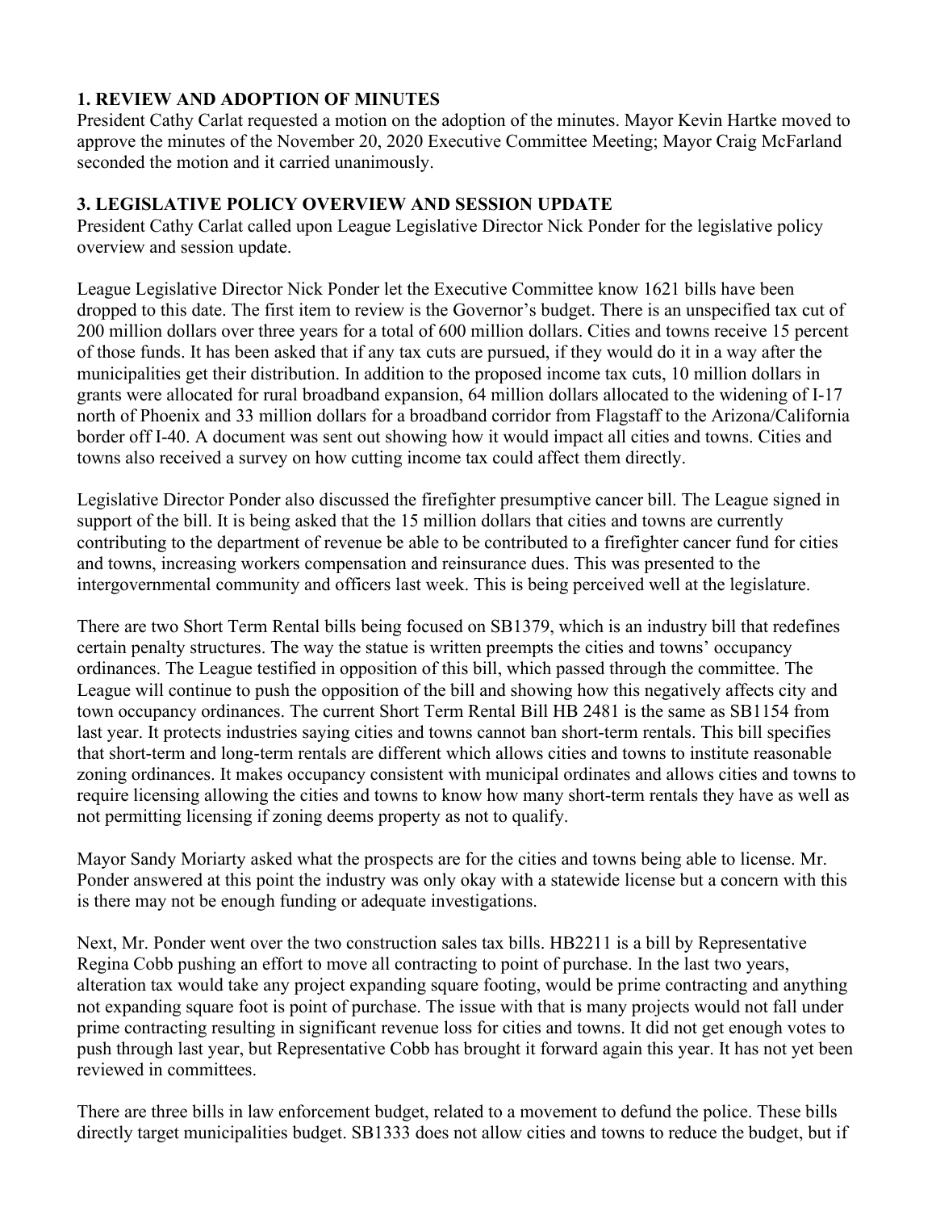## 1. REVIEW AND ADOPTION OF MINUTES

President Cathy Carlat requested a motion on the adoption of the minutes. Mayor Kevin Hartke moved to approve the minutes of the November 20, 2020 Executive Committee Meeting; Mayor Craig McFarland seconded the motion and it carried unanimously.

## 3. LEGISLATIVE POLICY OVERVIEW AND SESSION UPDATE

President Cathy Carlat called upon League Legislative Director Nick Ponder for the legislative policy overview and session update.

League Legislative Director Nick Ponder let the Executive Committee know 1621 bills have been dropped to this date. The first item to review is the Governor's budget. There is an unspecified tax cut of 200 million dollars over three years for a total of 600 million dollars. Cities and towns receive 15 percent of those funds. It has been asked that if any tax cuts are pursued, if they would do it in a way after the municipalities get their distribution. In addition to the proposed income tax cuts, 10 million dollars in grants were allocated for rural broadband expansion, 64 million dollars allocated to the widening of I-17 north of Phoenix and 33 million dollars for a broadband corridor from Flagstaff to the Arizona/California border off I-40. A document was sent out showing how it would impact all cities and towns. Cities and towns also received a survey on how cutting income tax could affect them directly.

Legislative Director Ponder also discussed the firefighter presumptive cancer bill. The League signed in support of the bill. It is being asked that the 15 million dollars that cities and towns are currently contributing to the department of revenue be able to be contributed to a firefighter cancer fund for cities and towns, increasing workers compensation and reinsurance dues. This was presented to the intergovernmental community and officers last week. This is being perceived well at the legislature.

There are two Short Term Rental bills being focused on SB1379, which is an industry bill that redefines certain penalty structures. The way the statue is written preempts the cities and towns' occupancy ordinances. The League testified in opposition of this bill, which passed through the committee. The League will continue to push the opposition of the bill and showing how this negatively affects city and town occupancy ordinances. The current Short Term Rental Bill HB 2481 is the same as SB1154 from last year. It protects industries saying cities and towns cannot ban short-term rentals. This bill specifies that short-term and long-term rentals are different which allows cities and towns to institute reasonable zoning ordinances. It makes occupancy consistent with municipal ordinates and allows cities and towns to require licensing allowing the cities and towns to know how many short-term rentals they have as well as not permitting licensing if zoning deems property as not to qualify.

Mayor Sandy Moriarty asked what the prospects are for the cities and towns being able to license. Mr. Ponder answered at this point the industry was only okay with a statewide license but a concern with this is there may not be enough funding or adequate investigations.

Next, Mr. Ponder went over the two construction sales tax bills. HB2211 is a bill by Representative Regina Cobb pushing an effort to move all contracting to point of purchase. In the last two years, alteration tax would take any project expanding square footing, would be prime contracting and anything not expanding square foot is point of purchase. The issue with that is many projects would not fall under prime contracting resulting in significant revenue loss for cities and towns. It did not get enough votes to push through last year, but Representative Cobb has brought it forward again this year. It has not yet been reviewed in committees.

There are three bills in law enforcement budget, related to a movement to defund the police. These bills directly target municipalities budget. SB1333 does not allow cities and towns to reduce the budget, but if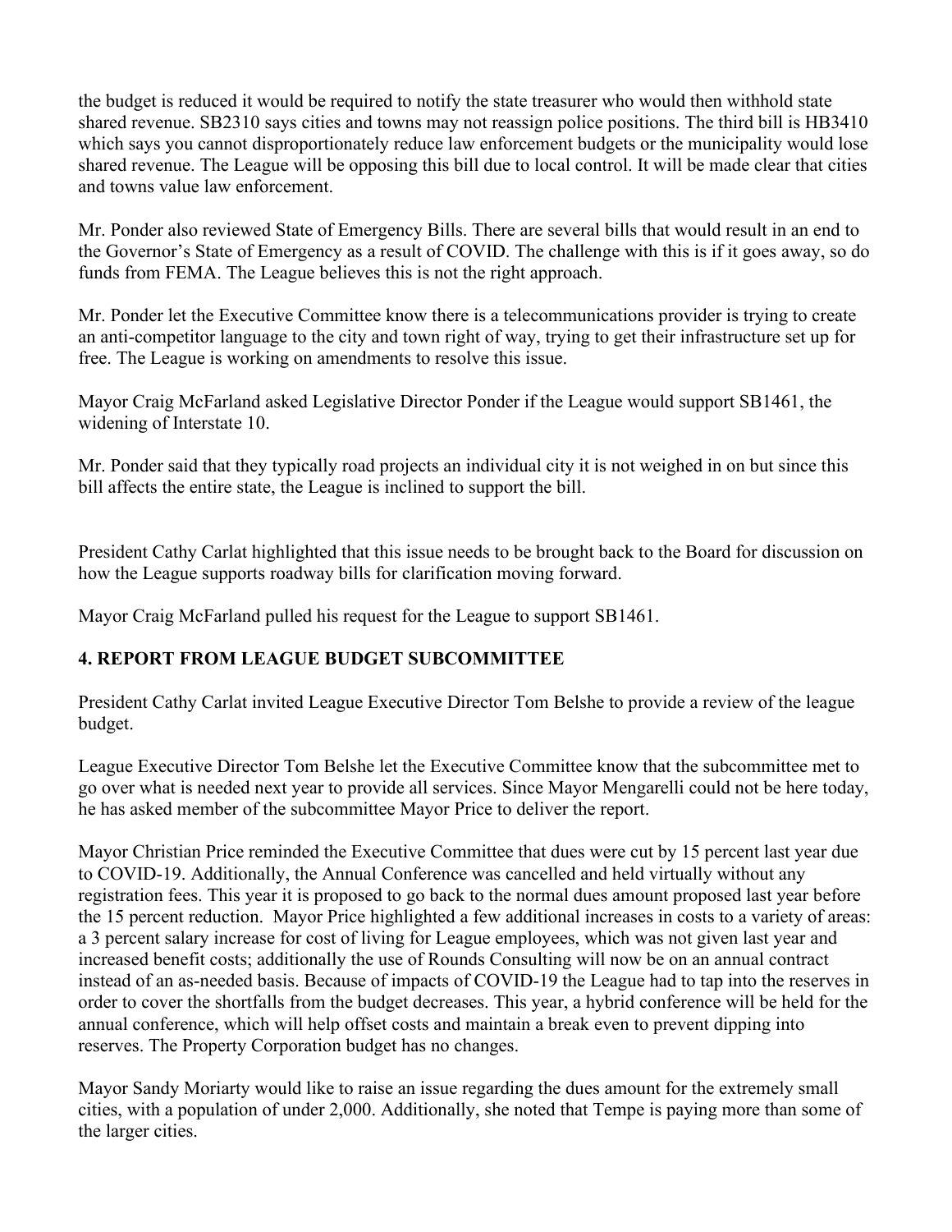the budget is reduced it would be required to notify the state treasurer who would then withhold state shared revenue. SB2310 says cities and towns may not reassign police positions. The third bill is HB3410 which says you cannot disproportionately reduce law enforcement budgets or the municipality would lose shared revenue. The League will be opposing this bill due to local control. It will be made clear that cities and towns value law enforcement.

Mr. Ponder also reviewed State of Emergency Bills. There are several bills that would result in an end to the Governor's State of Emergency as a result of COVID. The challenge with this is if it goes away, so do funds from FEMA. The League believes this is not the right approach.

Mr. Ponder let the Executive Committee know there is a telecommunications provider is trying to create an anti-competitor language to the city and town right of way, trying to get their infrastructure set up for free. The League is working on amendments to resolve this issue.

Mayor Craig McFarland asked Legislative Director Ponder if the League would support SB1461, the widening of Interstate 10.

Mr. Ponder said that they typically road projects an individual city it is not weighed in on but since this bill affects the entire state, the League is inclined to support the bill.

President Cathy Carlat highlighted that this issue needs to be brought back to the Board for discussion on how the League supports roadway bills for clarification moving forward.

Mayor Craig McFarland pulled his request for the League to support SB1461.

## 4. REPORT FROM LEAGUE BUDGET SUBCOMMITTEE

President Cathy Carlat invited League Executive Director Tom Belshe to provide a review of the league budget.

League Executive Director Tom Belshe let the Executive Committee know that the subcommittee met to go over what is needed next year to provide all services. Since Mayor Mengarelli could not be here today, he has asked member of the subcommittee Mayor Price to deliver the report.

Mayor Christian Price reminded the Executive Committee that dues were cut by 15 percent last year due to COVID-19. Additionally, the Annual Conference was cancelled and held virtually without any registration fees. This year it is proposed to go back to the normal dues amount proposed last year before the 15 percent reduction. Mayor Price highlighted a few additional increases in costs to a variety of areas: a 3 percent salary increase for cost of living for League employees, which was not given last year and increased benefit costs; additionally the use of Rounds Consulting will now be on an annual contract instead of an as-needed basis. Because of impacts of COVID-19 the League had to tap into the reserves in order to cover the shortfalls from the budget decreases. This year, a hybrid conference will be held for the annual conference, which will help offset costs and maintain a break even to prevent dipping into reserves. The Property Corporation budget has no changes.

Mayor Sandy Moriarty would like to raise an issue regarding the dues amount for the extremely small cities, with a population of under 2,000. Additionally, she noted that Tempe is paying more than some of the larger cities.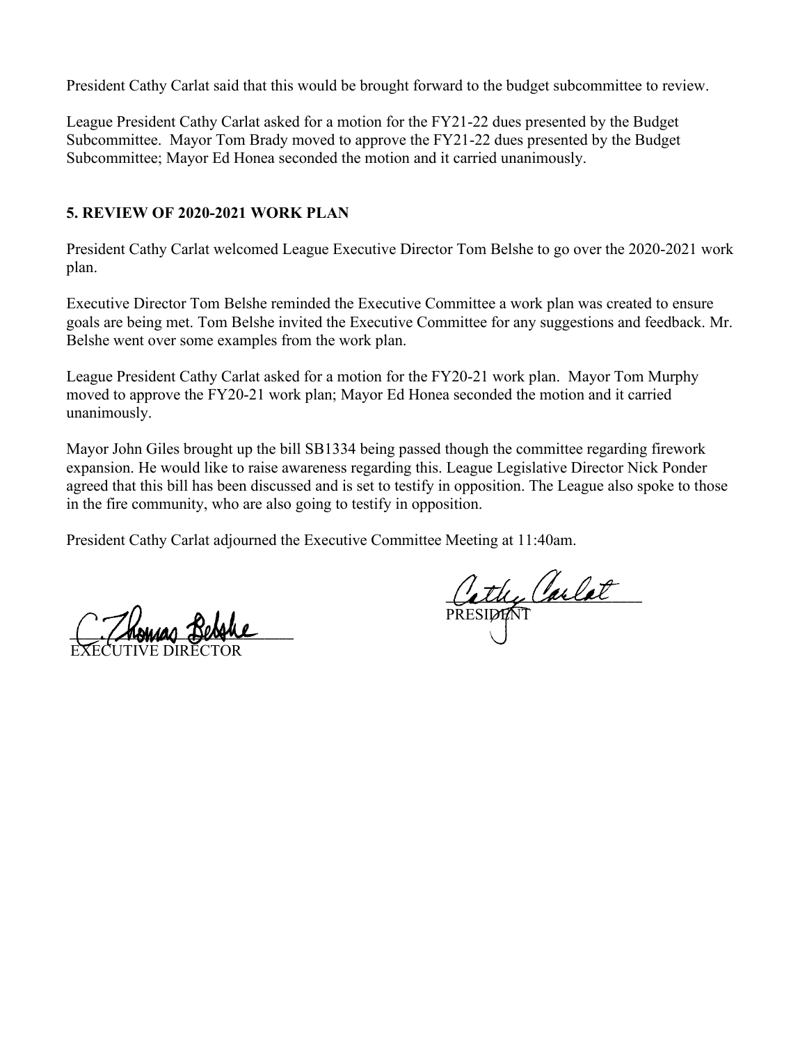President Cathy Carlat said that this would be brought forward to the budget subcommittee to review.

League President Cathy Carlat asked for a motion for the FY21-22 dues presented by the Budget Subcommittee. Mayor Tom Brady moved to approve the FY21-22 dues presented by the Budget Subcommittee; Mayor Ed Honea seconded the motion and it carried unanimously.

**5. REVIEW OF 2020-2021 WORK PLAN**

President Cathy Carlat welcomed League Executive Director Tom Belshe to go over the 2020-2021 work plan.

Executive Director Tom Belshe reminded the Executive Committee a work plan was created to ensure goals are being met. Tom Belshe invited the Executive Committee for any suggestions and feedback. Mr. Belshe went over some examples from the work plan.

League President Cathy Carlat asked for a motion for the FY20-21 work plan. Mayor Tom Murphy moved to approve the FY20-21 work plan; Mayor Ed Honea seconded the motion and it carried unanimously.

Mayor John Giles brought up the bill SB1334 being passed though the committee regarding firework expansion. He would like to raise awareness regarding this. League Legislative Director Nick Ponder agreed that this bill has been discussed and is set to testify in opposition. The League also spoke to those in the fire community, who are also going to testify in opposition.

President Cathy Carlat adjourned the Executive Committee Meeting at 11:40am.

EXECUTIVE DIRECTOR

PRESIDENT